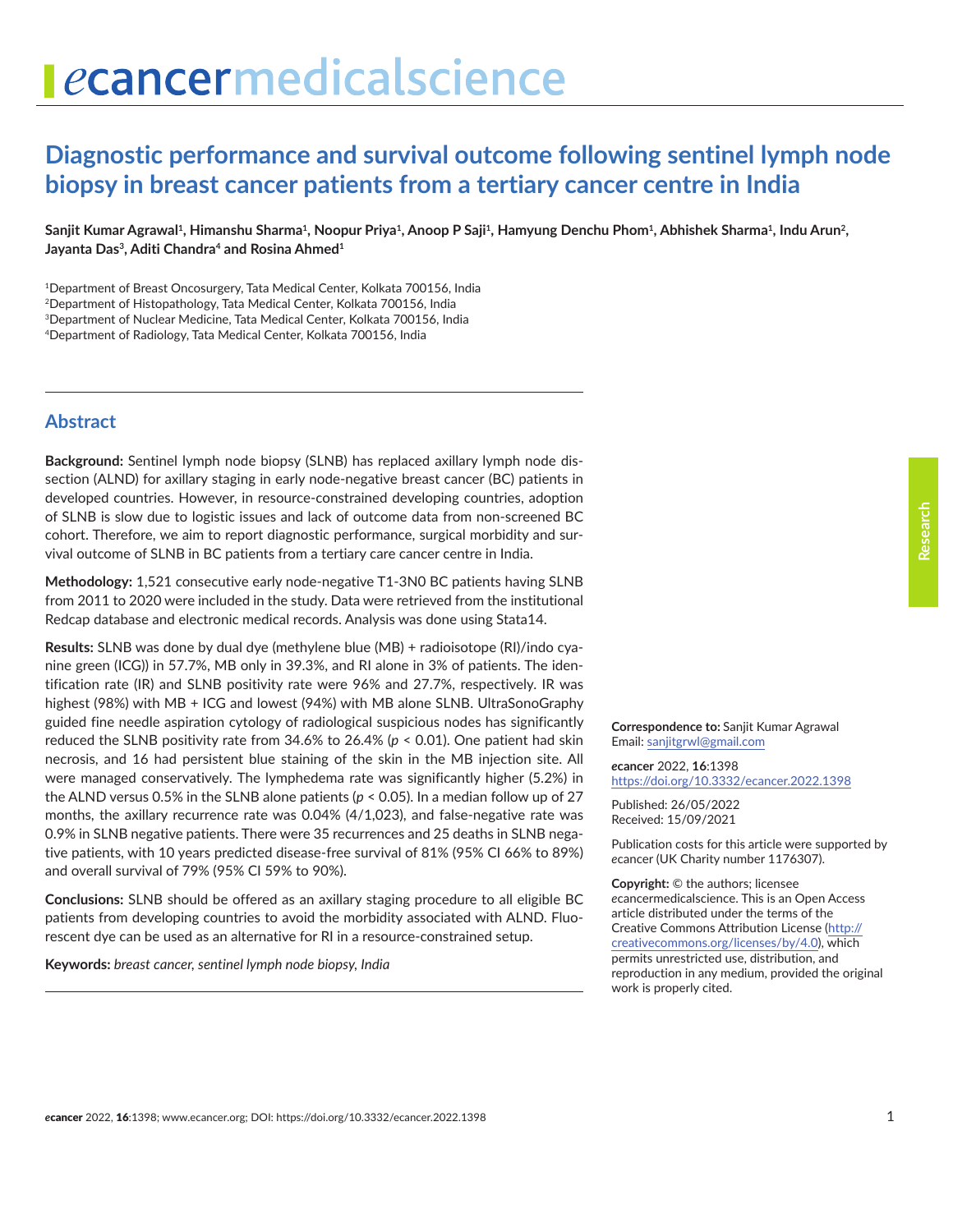# Diagnostic performance and survival outcome following sentinel lymph node biopsy in breast cancer patients from a tertiary cancer centre in India

**Sanjit Kumar Agrawal[1], Himanshu Sharma[1], Noopur Priya[1], Anoop P Saji[1], Hamyung Denchu Phom[1], Abhishek Sharma[1], Indu Arun[2], Jayanta Das[3], Aditi Chandra[4] and Rosina Ahmed[1]**

[1]Department of Breast Oncosurgery, Tata Medical Center, Kolkata 700156, India
[2]Department of Histopathology, Tata Medical Center, Kolkata 700156, India
[3]Department of Nuclear Medicine, Tata Medical Center, Kolkata 700156, India
[4]Department of Radiology, Tata Medical Center, Kolkata 700156, India

## Abstract

**Background:** Sentinel lymph node biopsy (SLNB) has replaced axillary lymph node dissection (ALND) for axillary staging in early node-negative breast cancer (BC) patients in developed countries. However, in resource-constrained developing countries, adoption of SLNB is slow due to logistic issues and lack of outcome data from non-screened BC cohort. Therefore, we aim to report diagnostic performance, surgical morbidity and survival outcome of SLNB in BC patients from a tertiary care cancer centre in India.

**Methodology:** 1,521 consecutive early node-negative T1-3N0 BC patients having SLNB from 2011 to 2020 were included in the study. Data were retrieved from the institutional Redcap database and electronic medical records. Analysis was done using Stata14.

**Results:** SLNB was done by dual dye (methylene blue (MB) + radioisotope (RI)/indo cyanine green (ICG)) in 57.7%, MB only in 39.3%, and RI alone in 3% of patients. The identification rate (IR) and SLNB positivity rate were 96% and 27.7%, respectively. IR was highest (98%) with MB + ICG and lowest (94%) with MB alone SLNB. UltraSonoGraphy guided fine needle aspiration cytology of radiological suspicious nodes has significantly reduced the SLNB positivity rate from 34.6% to 26.4% ($p < 0.01$). One patient had skin necrosis, and 16 had persistent blue staining of the skin in the MB injection site. All were managed conservatively. The lymphedema rate was significantly higher (5.2%) in the ALND versus 0.5% in the SLNB alone patients ($p < 0.05$). In a median follow up of 27 months, the axillary recurrence rate was 0.04% (4/1,023), and false-negative rate was 0.9% in SLNB negative patients. There were 35 recurrences and 25 deaths in SLNB negative patients, with 10 years predicted disease-free survival of 81% (95% CI 66% to 89%) and overall survival of 79% (95% CI 59% to 90%).

**Conclusions:** SLNB should be offered as an axillary staging procedure to all eligible BC patients from developing countries to avoid the morbidity associated with ALND. Fluorescent dye can be used as an alternative for RI in a resource-constrained setup.

**Keywords:** *breast cancer, sentinel lymph node biopsy, India*

**Correspondence to:** Sanjit Kumar Agrawal
Email: sanjitgrwl@gmail.com

*e*cancer 2022, **16**:1398
https://doi.org/10.3332/ecancer.2022.1398

Published: 26/05/2022
Received: 15/09/2021

Publication costs for this article were supported by *e*cancer (UK Charity number 1176307).

**Copyright:** © the authors; licensee *e*cancermedicalscience. This is an Open Access article distributed under the terms of the Creative Commons Attribution License (http://creativecommons.org/licenses/by/4.0), which permits unrestricted use, distribution, and reproduction in any medium, provided the original work is properly cited.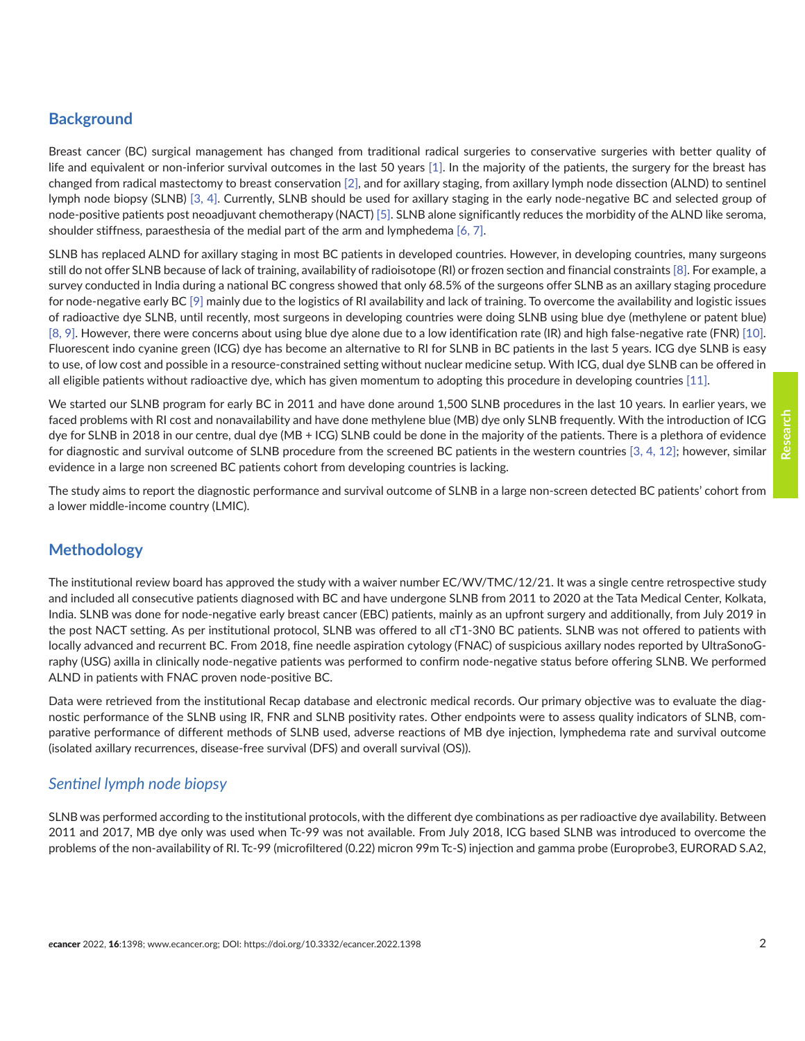## Background

Breast cancer (BC) surgical management has changed from traditional radical surgeries to conservative surgeries with better quality of life and equivalent or non-inferior survival outcomes in the last 50 years [1]. In the majority of the patients, the surgery for the breast has changed from radical mastectomy to breast conservation [2], and for axillary staging, from axillary lymph node dissection (ALND) to sentinel lymph node biopsy (SLNB) [3, 4]. Currently, SLNB should be used for axillary staging in the early node-negative BC and selected group of node-positive patients post neoadjuvant chemotherapy (NACT) [5]. SLNB alone significantly reduces the morbidity of the ALND like seroma, shoulder stiffness, paraesthesia of the medial part of the arm and lymphedema [6, 7].

SLNB has replaced ALND for axillary staging in most BC patients in developed countries. However, in developing countries, many surgeons still do not offer SLNB because of lack of training, availability of radioisotope (RI) or frozen section and financial constraints [8]. For example, a survey conducted in India during a national BC congress showed that only 68.5% of the surgeons offer SLNB as an axillary staging procedure for node-negative early BC [9] mainly due to the logistics of RI availability and lack of training. To overcome the availability and logistic issues of radioactive dye SLNB, until recently, most surgeons in developing countries were doing SLNB using blue dye (methylene or patent blue) [8, 9]. However, there were concerns about using blue dye alone due to a low identification rate (IR) and high false-negative rate (FNR) [10]. Fluorescent indo cyanine green (ICG) dye has become an alternative to RI for SLNB in BC patients in the last 5 years. ICG dye SLNB is easy to use, of low cost and possible in a resource-constrained setting without nuclear medicine setup. With ICG, dual dye SLNB can be offered in all eligible patients without radioactive dye, which has given momentum to adopting this procedure in developing countries [11].

We started our SLNB program for early BC in 2011 and have done around 1,500 SLNB procedures in the last 10 years. In earlier years, we faced problems with RI cost and nonavailability and have done methylene blue (MB) dye only SLNB frequently. With the introduction of ICG dye for SLNB in 2018 in our centre, dual dye (MB + ICG) SLNB could be done in the majority of the patients. There is a plethora of evidence for diagnostic and survival outcome of SLNB procedure from the screened BC patients in the western countries [3, 4, 12]; however, similar evidence in a large non screened BC patients cohort from developing countries is lacking.

The study aims to report the diagnostic performance and survival outcome of SLNB in a large non-screen detected BC patients' cohort from a lower middle-income country (LMIC).

## Methodology

The institutional review board has approved the study with a waiver number EC/WV/TMC/12/21. It was a single centre retrospective study and included all consecutive patients diagnosed with BC and have undergone SLNB from 2011 to 2020 at the Tata Medical Center, Kolkata, India. SLNB was done for node-negative early breast cancer (EBC) patients, mainly as an upfront surgery and additionally, from July 2019 in the post NACT setting. As per institutional protocol, SLNB was offered to all cT1-3N0 BC patients. SLNB was not offered to patients with locally advanced and recurrent BC. From 2018, fine needle aspiration cytology (FNAC) of suspicious axillary nodes reported by UltraSonoGraphy (USG) axilla in clinically node-negative patients was performed to confirm node-negative status before offering SLNB. We performed ALND in patients with FNAC proven node-positive BC.

Data were retrieved from the institutional Recap database and electronic medical records. Our primary objective was to evaluate the diagnostic performance of the SLNB using IR, FNR and SLNB positivity rates. Other endpoints were to assess quality indicators of SLNB, comparative performance of different methods of SLNB used, adverse reactions of MB dye injection, lymphedema rate and survival outcome (isolated axillary recurrences, disease-free survival (DFS) and overall survival (OS)).

### *Sentinel lymph node biopsy*

SLNB was performed according to the institutional protocols, with the different dye combinations as per radioactive dye availability. Between 2011 and 2017, MB dye only was used when Tc-99 was not available. From July 2018, ICG based SLNB was introduced to overcome the problems of the non-availability of RI. Tc-99 (microfiltered (0.22) micron 99m Tc-S) injection and gamma probe (Europrobe3, EURORAD S.A2,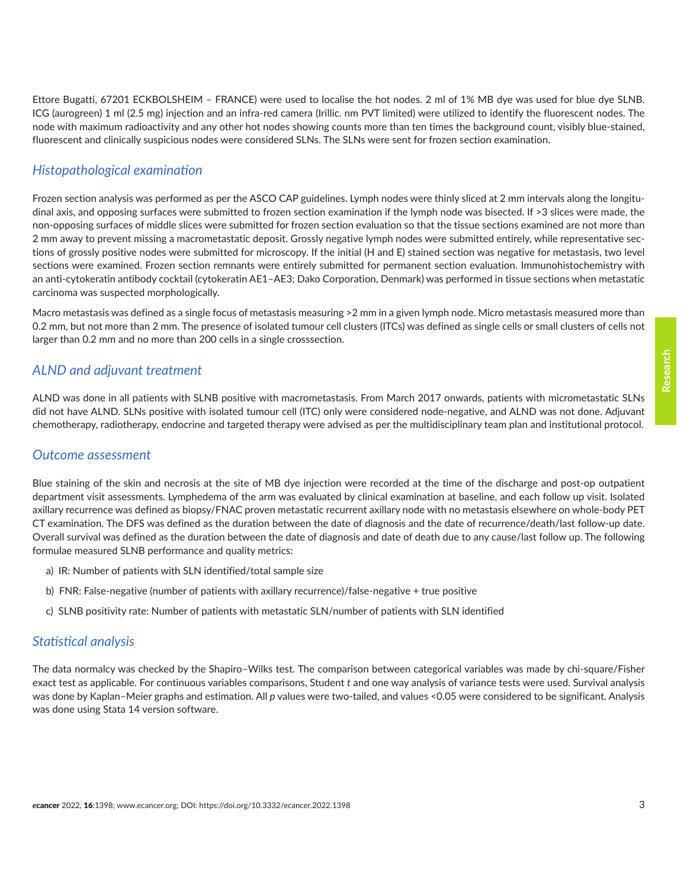Ettore Bugatti, 67201 ECKBOLSHEIM – FRANCE) were used to localise the hot nodes. 2 ml of 1% MB dye was used for blue dye SLNB. ICG (aurogreen) 1 ml (2.5 mg) injection and an infra-red camera (Irillic. nm PVT limited) were utilized to identify the fluorescent nodes. The node with maximum radioactivity and any other hot nodes showing counts more than ten times the background count, visibly blue-stained, fluorescent and clinically suspicious nodes were considered SLNs. The SLNs were sent for frozen section examination.

## *Histopathological examination*

Frozen section analysis was performed as per the ASCO CAP guidelines. Lymph nodes were thinly sliced at 2 mm intervals along the longitudinal axis, and opposing surfaces were submitted to frozen section examination if the lymph node was bisected. If >3 slices were made, the non-opposing surfaces of middle slices were submitted for frozen section evaluation so that the tissue sections examined are not more than 2 mm away to prevent missing a macrometastatic deposit. Grossly negative lymph nodes were submitted entirely, while representative sections of grossly positive nodes were submitted for microscopy. If the initial (H and E) stained section was negative for metastasis, two level sections were examined. Frozen section remnants were entirely submitted for permanent section evaluation. Immunohistochemistry with an anti-cytokeratin antibody cocktail (cytokeratin AE1–AE3; Dako Corporation, Denmark) was performed in tissue sections when metastatic carcinoma was suspected morphologically.

Macro metastasis was defined as a single focus of metastasis measuring >2 mm in a given lymph node. Micro metastasis measured more than 0.2 mm, but not more than 2 mm. The presence of isolated tumour cell clusters (ITCs) was defined as single cells or small clusters of cells not larger than 0.2 mm and no more than 200 cells in a single crosssection.

## *ALND and adjuvant treatment*

ALND was done in all patients with SLNB positive with macrometastasis. From March 2017 onwards, patients with micrometastatic SLNs did not have ALND. SLNs positive with isolated tumour cell (ITC) only were considered node-negative, and ALND was not done. Adjuvant chemotherapy, radiotherapy, endocrine and targeted therapy were advised as per the multidisciplinary team plan and institutional protocol.

## *Outcome assessment*

Blue staining of the skin and necrosis at the site of MB dye injection were recorded at the time of the discharge and post-op outpatient department visit assessments. Lymphedema of the arm was evaluated by clinical examination at baseline, and each follow up visit. Isolated axillary recurrence was defined as biopsy/FNAC proven metastatic recurrent axillary node with no metastasis elsewhere on whole-body PET CT examination. The DFS was defined as the duration between the date of diagnosis and the date of recurrence/death/last follow-up date. Overall survival was defined as the duration between the date of diagnosis and date of death due to any cause/last follow up. The following formulae measured SLNB performance and quality metrics:

a) IR: Number of patients with SLN identified/total sample size

b) FNR: False-negative (number of patients with axillary recurrence)/false-negative + true positive

c) SLNB positivity rate: Number of patients with metastatic SLN/number of patients with SLN identified

## *Statistical analysis*

The data normalcy was checked by the Shapiro–Wilks test. The comparison between categorical variables was made by chi-square/Fisher exact test as applicable. For continuous variables comparisons, Student *t* and one way analysis of variance tests were used. Survival analysis was done by Kaplan–Meier graphs and estimation. All *p* values were two-tailed, and values <0.05 were considered to be significant. Analysis was done using Stata 14 version software.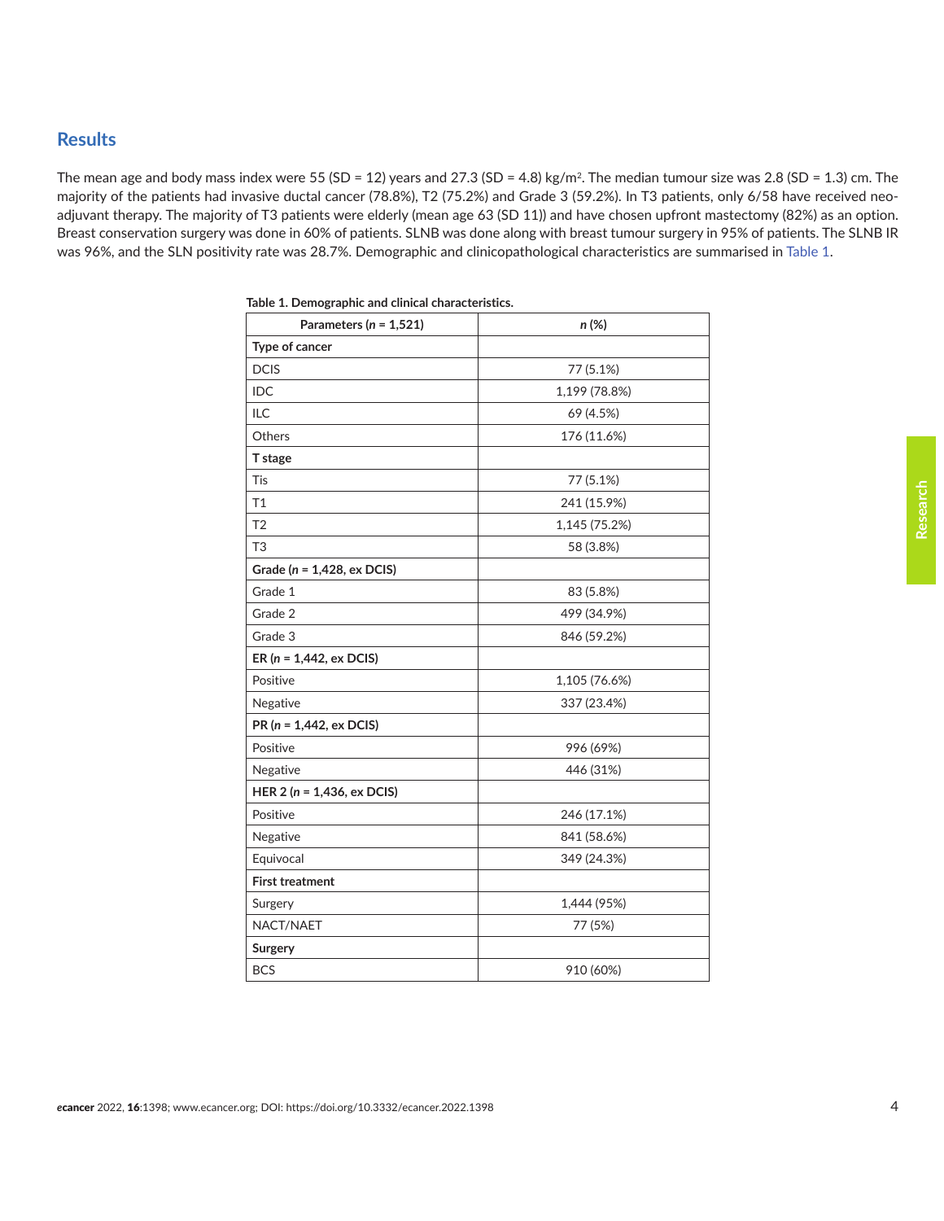## Results

The mean age and body mass index were 55 (SD = 12) years and 27.3 (SD = 4.8) kg/m$^2$. The median tumour size was 2.8 (SD = 1.3) cm. The majority of the patients had invasive ductal cancer (78.8%), T2 (75.2%) and Grade 3 (59.2%). In T3 patients, only 6/58 have received neo-adjuvant therapy. The majority of T3 patients were elderly (mean age 63 (SD 11)) and have chosen upfront mastectomy (82%) as an option. Breast conservation surgery was done in 60% of patients. SLNB was done along with breast tumour surgery in 95% of patients. The SLNB IR was 96%, and the SLN positivity rate was 28.7%. Demographic and clinicopathological characteristics are summarised in Table 1.

**Table 1. Demographic and clinical characteristics.**

| Parameters (*n* = 1,521) | *n* (%) |
|---|---|
| **Type of cancer** | |
| DCIS | 77 (5.1%) |
| IDC | 1,199 (78.8%) |
| ILC | 69 (4.5%) |
| Others | 176 (11.6%) |
| **T stage** | |
| Tis | 77 (5.1%) |
| T1 | 241 (15.9%) |
| T2 | 1,145 (75.2%) |
| T3 | 58 (3.8%) |
| **Grade (*n* = 1,428, ex DCIS)** | |
| Grade 1 | 83 (5.8%) |
| Grade 2 | 499 (34.9%) |
| Grade 3 | 846 (59.2%) |
| **ER (*n* = 1,442, ex DCIS)** | |
| Positive | 1,105 (76.6%) |
| Negative | 337 (23.4%) |
| **PR (*n* = 1,442, ex DCIS)** | |
| Positive | 996 (69%) |
| Negative | 446 (31%) |
| **HER 2 (*n* = 1,436, ex DCIS)** | |
| Positive | 246 (17.1%) |
| Negative | 841 (58.6%) |
| Equivocal | 349 (24.3%) |
| **First treatment** | |
| Surgery | 1,444 (95%) |
| NACT/NAET | 77 (5%) |
| **Surgery** | |
| BCS | 910 (60%) |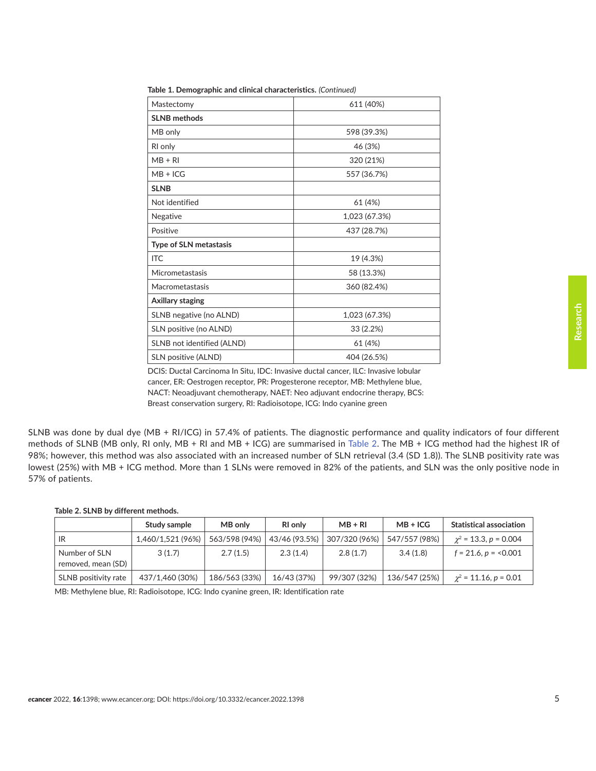**Table 1. Demographic and clinical characteristics.** *(Continued)*

| | |
|---|---|
| Mastectomy | 611 (40%) |
| **SLNB methods** | |
| MB only | 598 (39.3%) |
| RI only | 46 (3%) |
| MB + RI | 320 (21%) |
| MB + ICG | 557 (36.7%) |
| **SLNB** | |
| Not identified | 61 (4%) |
| Negative | 1,023 (67.3%) |
| Positive | 437 (28.7%) |
| **Type of SLN metastasis** | |
| ITC | 19 (4.3%) |
| Micrometastasis | 58 (13.3%) |
| Macrometastasis | 360 (82.4%) |
| **Axillary staging** | |
| SLNB negative (no ALND) | 1,023 (67.3%) |
| SLN positive (no ALND) | 33 (2.2%) |
| SLNB not identified (ALND) | 61 (4%) |
| SLN positive (ALND) | 404 (26.5%) |

DCIS: Ductal Carcinoma In Situ, IDC: Invasive ductal cancer, ILC: Invasive lobular cancer, ER: Oestrogen receptor, PR: Progesterone receptor, MB: Methylene blue, NACT: Neoadjuvant chemotherapy, NAET: Neo adjuvant endocrine therapy, BCS: Breast conservation surgery, RI: Radioisotope, ICG: Indo cyanine green

SLNB was done by dual dye (MB + RI/ICG) in 57.4% of patients. The diagnostic performance and quality indicators of four different methods of SLNB (MB only, RI only, MB + RI and MB + ICG) are summarised in Table 2. The MB + ICG method had the highest IR of 98%; however, this method was also associated with an increased number of SLN retrieval (3.4 (SD 1.8)). The SLNB positivity rate was lowest (25%) with MB + ICG method. More than 1 SLNs were removed in 82% of the patients, and SLN was the only positive node in 57% of patients.

**Table 2. SLNB by different methods.**

| | Study sample | MB only | RI only | MB + RI | MB + ICG | Statistical association |
|---|---|---|---|---|---|---|
| IR | 1,460/1,521 (96%) | 563/598 (94%) | 43/46 (93.5%) | 307/320 (96%) | 547/557 (98%) | $\chi^2$ = 13.3, $p$ = 0.004 |
| Number of SLN removed, mean (SD) | 3 (1.7) | 2.7 (1.5) | 2.3 (1.4) | 2.8 (1.7) | 3.4 (1.8) | $f$ = 21.6, $p$ = <0.001 |
| SLNB positivity rate | 437/1,460 (30%) | 186/563 (33%) | 16/43 (37%) | 99/307 (32%) | 136/547 (25%) | $\chi^2$ = 11.16, $p$ = 0.01 |

MB: Methylene blue, RI: Radioisotope, ICG: Indo cyanine green, IR: Identification rate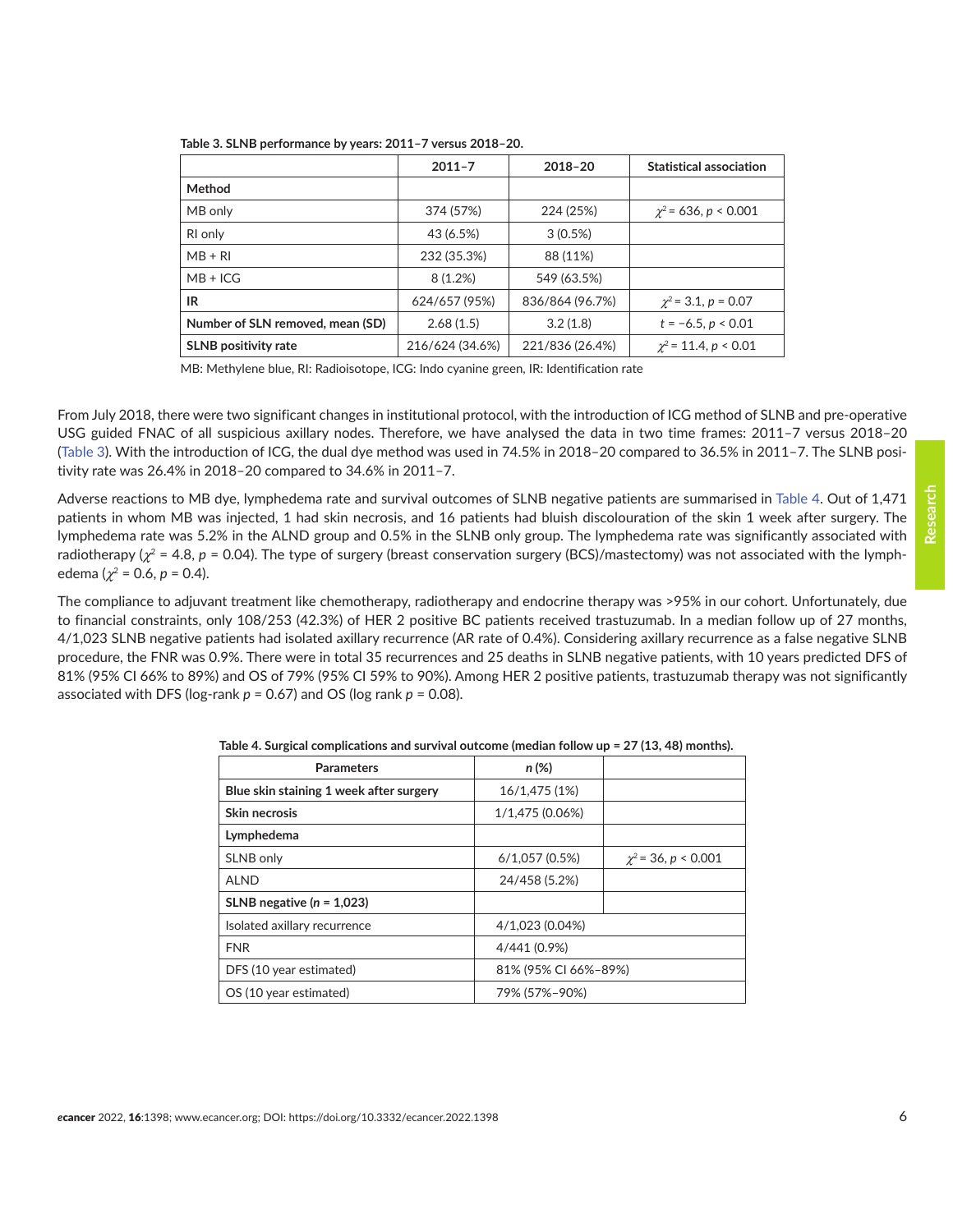**Table 3. SLNB performance by years: 2011–7 versus 2018–20.**

| | 2011–7 | 2018–20 | Statistical association |
|---|---|---|---|
| **Method** | | | |
| MB only | 374 (57%) | 224 (25%) | $\chi^2 = 636$, $p < 0.001$ |
| RI only | 43 (6.5%) | 3 (0.5%) | |
| MB + RI | 232 (35.3%) | 88 (11%) | |
| MB + ICG | 8 (1.2%) | 549 (63.5%) | |
| **IR** | 624/657 (95%) | 836/864 (96.7%) | $\chi^2 = 3.1$, $p = 0.07$ |
| **Number of SLN removed, mean (SD)** | 2.68 (1.5) | 3.2 (1.8) | $t = -6.5$, $p < 0.01$ |
| **SLNB positivity rate** | 216/624 (34.6%) | 221/836 (26.4%) | $\chi^2 = 11.4$, $p < 0.01$ |

MB: Methylene blue, RI: Radioisotope, ICG: Indo cyanine green, IR: Identification rate

From July 2018, there were two significant changes in institutional protocol, with the introduction of ICG method of SLNB and pre-operative USG guided FNAC of all suspicious axillary nodes. Therefore, we have analysed the data in two time frames: 2011–7 versus 2018–20 (Table 3). With the introduction of ICG, the dual dye method was used in 74.5% in 2018–20 compared to 36.5% in 2011–7. The SLNB positivity rate was 26.4% in 2018–20 compared to 34.6% in 2011–7.

Adverse reactions to MB dye, lymphedema rate and survival outcomes of SLNB negative patients are summarised in Table 4. Out of 1,471 patients in whom MB was injected, 1 had skin necrosis, and 16 patients had bluish discolouration of the skin 1 week after surgery. The lymphedema rate was 5.2% in the ALND group and 0.5% in the SLNB only group. The lymphedema rate was significantly associated with radiotherapy ($\chi^2 = 4.8$, $p = 0.04$). The type of surgery (breast conservation surgery (BCS)/mastectomy) was not associated with the lymphedema ($\chi^2 = 0.6$, $p = 0.4$).

The compliance to adjuvant treatment like chemotherapy, radiotherapy and endocrine therapy was >95% in our cohort. Unfortunately, due to financial constraints, only 108/253 (42.3%) of HER 2 positive BC patients received trastuzumab. In a median follow up of 27 months, 4/1,023 SLNB negative patients had isolated axillary recurrence (AR rate of 0.4%). Considering axillary recurrence as a false negative SLNB procedure, the FNR was 0.9%. There were in total 35 recurrences and 25 deaths in SLNB negative patients, with 10 years predicted DFS of 81% (95% CI 66% to 89%) and OS of 79% (95% CI 59% to 90%). Among HER 2 positive patients, trastuzumab therapy was not significantly associated with DFS (log-rank $p = 0.67$) and OS (log rank $p = 0.08$).

**Table 4. Surgical complications and survival outcome (median follow up = 27 (13, 48) months).**

| Parameters | *n* (%) | |
|---|---|---|
| **Blue skin staining 1 week after surgery** | 16/1,475 (1%) | |
| **Skin necrosis** | 1/1,475 (0.06%) | |
| **Lymphedema** | | |
| SLNB only | 6/1,057 (0.5%) | $\chi^2 = 36$, $p < 0.001$ |
| ALND | 24/458 (5.2%) | |
| **SLNB negative (*n* = 1,023)** | | |
| Isolated axillary recurrence | 4/1,023 (0.04%) | |
| FNR | 4/441 (0.9%) | |
| DFS (10 year estimated) | 81% (95% CI 66%–89%) | |
| OS (10 year estimated) | 79% (57%–90%) | |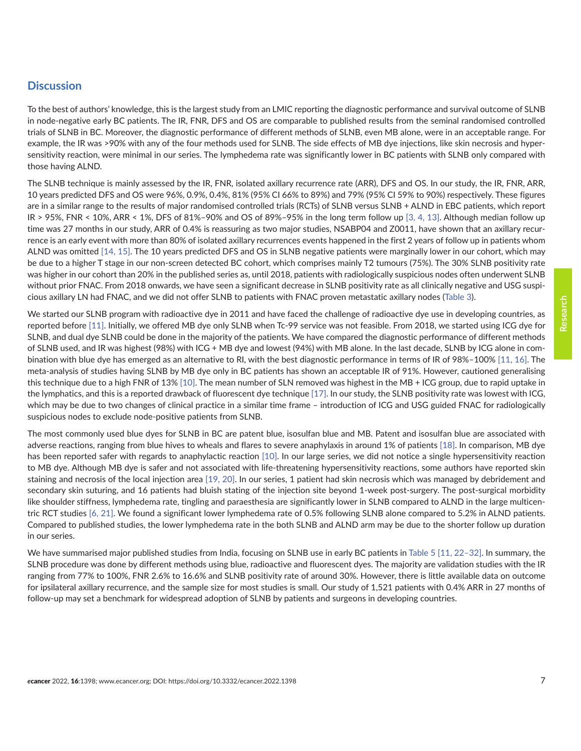## Discussion

To the best of authors' knowledge, this is the largest study from an LMIC reporting the diagnostic performance and survival outcome of SLNB in node-negative early BC patients. The IR, FNR, DFS and OS are comparable to published results from the seminal randomised controlled trials of SLNB in BC. Moreover, the diagnostic performance of different methods of SLNB, even MB alone, were in an acceptable range. For example, the IR was >90% with any of the four methods used for SLNB. The side effects of MB dye injections, like skin necrosis and hypersensitivity reaction, were minimal in our series. The lymphedema rate was significantly lower in BC patients with SLNB only compared with those having ALND.

The SLNB technique is mainly assessed by the IR, FNR, isolated axillary recurrence rate (ARR), DFS and OS. In our study, the IR, FNR, ARR, 10 years predicted DFS and OS were 96%, 0.9%, 0.4%, 81% (95% CI 66% to 89%) and 79% (95% CI 59% to 90%) respectively. These figures are in a similar range to the results of major randomised controlled trials (RCTs) of SLNB versus SLNB + ALND in EBC patients, which report IR > 95%, FNR < 10%, ARR < 1%, DFS of 81%–90% and OS of 89%–95% in the long term follow up [3, 4, 13]. Although median follow up time was 27 months in our study, ARR of 0.4% is reassuring as two major studies, NSABP04 and Z0011, have shown that an axillary recurrence is an early event with more than 80% of isolated axillary recurrences events happened in the first 2 years of follow up in patients whom ALND was omitted [14, 15]. The 10 years predicted DFS and OS in SLNB negative patients were marginally lower in our cohort, which may be due to a higher T stage in our non-screen detected BC cohort, which comprises mainly T2 tumours (75%). The 30% SLNB positivity rate was higher in our cohort than 20% in the published series as, until 2018, patients with radiologically suspicious nodes often underwent SLNB without prior FNAC. From 2018 onwards, we have seen a significant decrease in SLNB positivity rate as all clinically negative and USG suspicious axillary LN had FNAC, and we did not offer SLNB to patients with FNAC proven metastatic axillary nodes (Table 3).

We started our SLNB program with radioactive dye in 2011 and have faced the challenge of radioactive dye use in developing countries, as reported before [11]. Initially, we offered MB dye only SLNB when Tc-99 service was not feasible. From 2018, we started using ICG dye for SLNB, and dual dye SLNB could be done in the majority of the patients. We have compared the diagnostic performance of different methods of SLNB used, and IR was highest (98%) with ICG + MB dye and lowest (94%) with MB alone. In the last decade, SLNB by ICG alone in combination with blue dye has emerged as an alternative to RI, with the best diagnostic performance in terms of IR of 98%–100% [11, 16]. The meta-analysis of studies having SLNB by MB dye only in BC patients has shown an acceptable IR of 91%. However, cautioned generalising this technique due to a high FNR of 13% [10]. The mean number of SLN removed was highest in the MB + ICG group, due to rapid uptake in the lymphatics, and this is a reported drawback of fluorescent dye technique [17]. In our study, the SLNB positivity rate was lowest with ICG, which may be due to two changes of clinical practice in a similar time frame – introduction of ICG and USG guided FNAC for radiologically suspicious nodes to exclude node-positive patients from SLNB.

The most commonly used blue dyes for SLNB in BC are patent blue, isosulfan blue and MB. Patent and isosulfan blue are associated with adverse reactions, ranging from blue hives to wheals and flares to severe anaphylaxis in around 1% of patients [18]. In comparison, MB dye has been reported safer with regards to anaphylactic reaction [10]. In our large series, we did not notice a single hypersensitivity reaction to MB dye. Although MB dye is safer and not associated with life-threatening hypersensitivity reactions, some authors have reported skin staining and necrosis of the local injection area [19, 20]. In our series, 1 patient had skin necrosis which was managed by debridement and secondary skin suturing, and 16 patients had bluish stating of the injection site beyond 1-week post-surgery. The post-surgical morbidity like shoulder stiffness, lymphedema rate, tingling and paraesthesia are significantly lower in SLNB compared to ALND in the large multicentric RCT studies [6, 21]. We found a significant lower lymphedema rate of 0.5% following SLNB alone compared to 5.2% in ALND patients. Compared to published studies, the lower lymphedema rate in the both SLNB and ALND arm may be due to the shorter follow up duration in our series.

We have summarised major published studies from India, focusing on SLNB use in early BC patients in Table 5 [11, 22–32]. In summary, the SLNB procedure was done by different methods using blue, radioactive and fluorescent dyes. The majority are validation studies with the IR ranging from 77% to 100%, FNR 2.6% to 16.6% and SLNB positivity rate of around 30%. However, there is little available data on outcome for ipsilateral axillary recurrence, and the sample size for most studies is small. Our study of 1,521 patients with 0.4% ARR in 27 months of follow-up may set a benchmark for widespread adoption of SLNB by patients and surgeons in developing countries.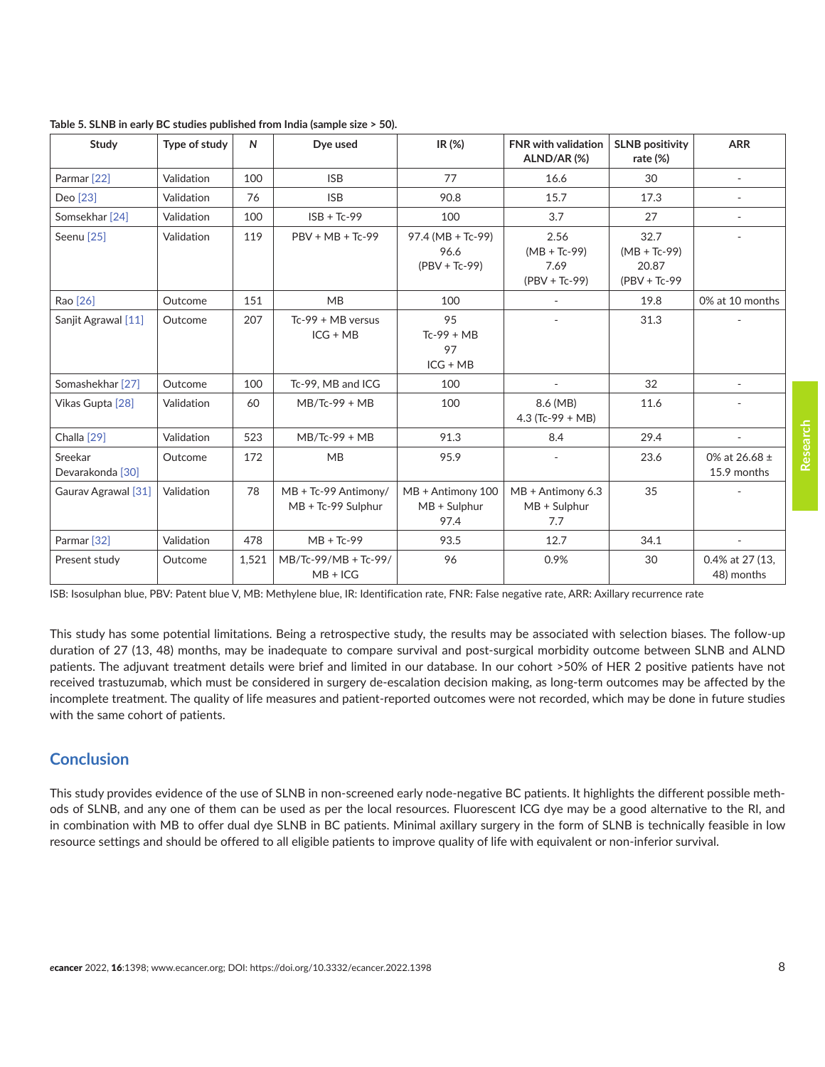**Table 5. SLNB in early BC studies published from India (sample size > 50).**

| Study | Type of study | *N* | Dye used | IR (%) | FNR with validation ALND/AR (%) | SLNB positivity rate (%) | ARR |
|---|---|---|---|---|---|---|---|
| Parmar [22] | Validation | 100 | ISB | 77 | 16.6 | 30 | - |
| Deo [23] | Validation | 76 | ISB | 90.8 | 15.7 | 17.3 | - |
| Somsekhar [24] | Validation | 100 | ISB + Tc-99 | 100 | 3.7 | 27 | - |
| Seenu [25] | Validation | 119 | PBV + MB + Tc-99 | 97.4 (MB + Tc-99) 96.6 (PBV + Tc-99) | 2.56 (MB + Tc-99) 7.69 (PBV + Tc-99) | 32.7 (MB + Tc-99) 20.87 (PBV + Tc-99 | - |
| Rao [26] | Outcome | 151 | MB | 100 | - | 19.8 | 0% at 10 months |
| Sanjit Agrawal [11] | Outcome | 207 | Tc-99 + MB versus ICG + MB | 95 Tc-99 + MB 97 ICG + MB | - | 31.3 | - |
| Somashekhar [27] | Outcome | 100 | Tc-99, MB and ICG | 100 | - | 32 | - |
| Vikas Gupta [28] | Validation | 60 | MB/Tc-99 + MB | 100 | 8.6 (MB) 4.3 (Tc-99 + MB) | 11.6 | - |
| Challa [29] | Validation | 523 | MB/Tc-99 + MB | 91.3 | 8.4 | 29.4 | - |
| Sreekar Devarakonda [30] | Outcome | 172 | MB | 95.9 | - | 23.6 | 0% at 26.68 ± 15.9 months |
| Gaurav Agrawal [31] | Validation | 78 | MB + Tc-99 Antimony/ MB + Tc-99 Sulphur | MB + Antimony 100 MB + Sulphur 97.4 | MB + Antimony 6.3 MB + Sulphur 7.7 | 35 | - |
| Parmar [32] | Validation | 478 | MB + Tc-99 | 93.5 | 12.7 | 34.1 | - |
| Present study | Outcome | 1,521 | MB/Tc-99/MB + Tc-99/ MB + ICG | 96 | 0.9% | 30 | 0.4% at 27 (13, 48) months |

ISB: Isosulphan blue, PBV: Patent blue V, MB: Methylene blue, IR: Identification rate, FNR: False negative rate, ARR: Axillary recurrence rate

This study has some potential limitations. Being a retrospective study, the results may be associated with selection biases. The follow-up duration of 27 (13, 48) months, may be inadequate to compare survival and post-surgical morbidity outcome between SLNB and ALND patients. The adjuvant treatment details were brief and limited in our database. In our cohort >50% of HER 2 positive patients have not received trastuzumab, which must be considered in surgery de-escalation decision making, as long-term outcomes may be affected by the incomplete treatment. The quality of life measures and patient-reported outcomes were not recorded, which may be done in future studies with the same cohort of patients.

## Conclusion

This study provides evidence of the use of SLNB in non-screened early node-negative BC patients. It highlights the different possible methods of SLNB, and any one of them can be used as per the local resources. Fluorescent ICG dye may be a good alternative to the RI, and in combination with MB to offer dual dye SLNB in BC patients. Minimal axillary surgery in the form of SLNB is technically feasible in low resource settings and should be offered to all eligible patients to improve quality of life with equivalent or non-inferior survival.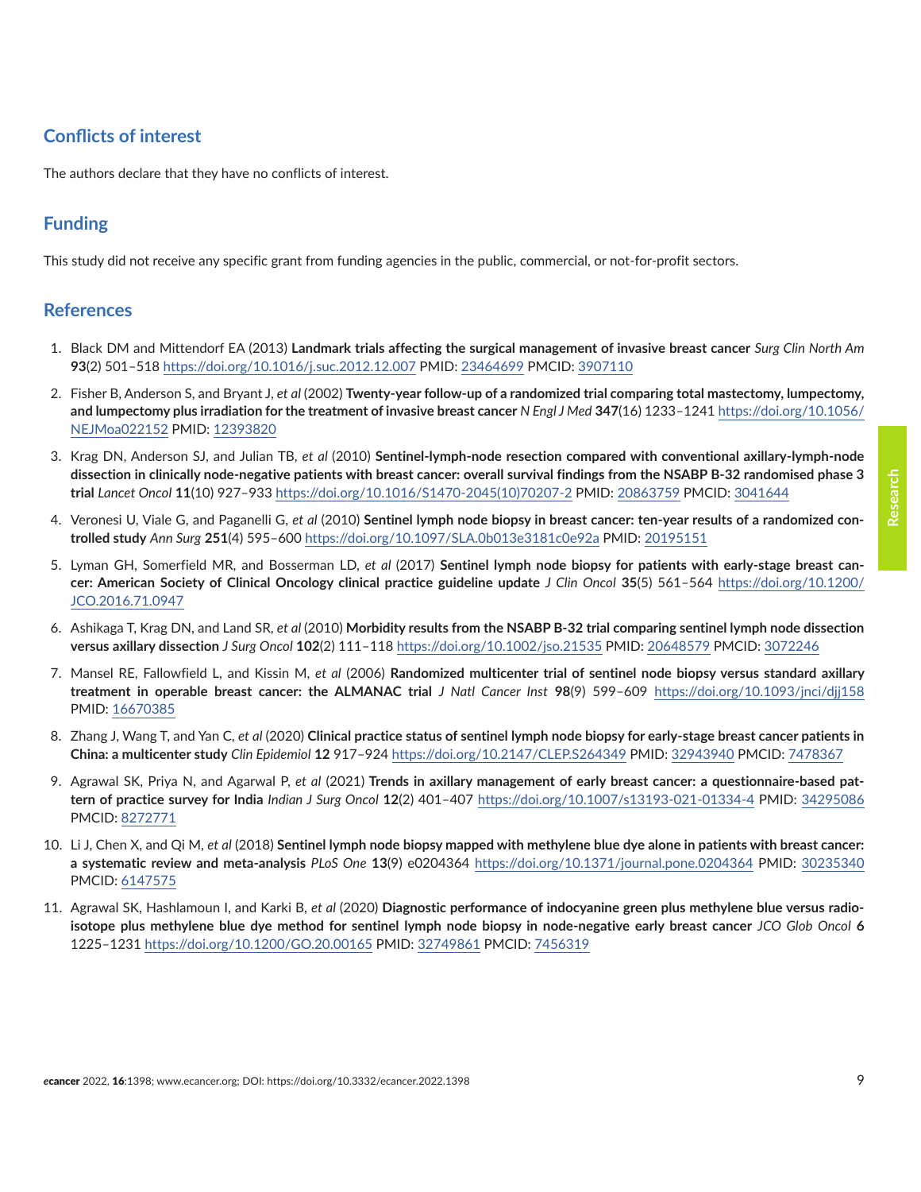## Conflicts of interest

The authors declare that they have no conflicts of interest.

## Funding

This study did not receive any specific grant from funding agencies in the public, commercial, or not-for-profit sectors.

## References

1. Black DM and Mittendorf EA (2013) **Landmark trials affecting the surgical management of invasive breast cancer** *Surg Clin North Am* **93**(2) 501–518 https://doi.org/10.1016/j.suc.2012.12.007 PMID: 23464699 PMCID: 3907110
2. Fisher B, Anderson S, and Bryant J, *et al* (2002) **Twenty-year follow-up of a randomized trial comparing total mastectomy, lumpectomy, and lumpectomy plus irradiation for the treatment of invasive breast cancer** *N Engl J Med* **347**(16) 1233–1241 https://doi.org/10.1056/NEJMoa022152 PMID: 12393820
3. Krag DN, Anderson SJ, and Julian TB, *et al* (2010) **Sentinel-lymph-node resection compared with conventional axillary-lymph-node dissection in clinically node-negative patients with breast cancer: overall survival findings from the NSABP B-32 randomised phase 3 trial** *Lancet Oncol* **11**(10) 927–933 https://doi.org/10.1016/S1470-2045(10)70207-2 PMID: 20863759 PMCID: 3041644
4. Veronesi U, Viale G, and Paganelli G, *et al* (2010) **Sentinel lymph node biopsy in breast cancer: ten-year results of a randomized controlled study** *Ann Surg* **251**(4) 595–600 https://doi.org/10.1097/SLA.0b013e3181c0e92a PMID: 20195151
5. Lyman GH, Somerfield MR, and Bosserman LD, *et al* (2017) **Sentinel lymph node biopsy for patients with early-stage breast cancer: American Society of Clinical Oncology clinical practice guideline update** *J Clin Oncol* **35**(5) 561–564 https://doi.org/10.1200/JCO.2016.71.0947
6. Ashikaga T, Krag DN, and Land SR, *et al* (2010) **Morbidity results from the NSABP B-32 trial comparing sentinel lymph node dissection versus axillary dissection** *J Surg Oncol* **102**(2) 111–118 https://doi.org/10.1002/jso.21535 PMID: 20648579 PMCID: 3072246
7. Mansel RE, Fallowfield L, and Kissin M, *et al* (2006) **Randomized multicenter trial of sentinel node biopsy versus standard axillary treatment in operable breast cancer: the ALMANAC trial** *J Natl Cancer Inst* **98**(9) 599–609 https://doi.org/10.1093/jnci/djj158 PMID: 16670385
8. Zhang J, Wang T, and Yan C, *et al* (2020) **Clinical practice status of sentinel lymph node biopsy for early-stage breast cancer patients in China: a multicenter study** *Clin Epidemiol* **12** 917–924 https://doi.org/10.2147/CLEP.S264349 PMID: 32943940 PMCID: 7478367
9. Agrawal SK, Priya N, and Agarwal P, *et al* (2021) **Trends in axillary management of early breast cancer: a questionnaire-based pattern of practice survey for India** *Indian J Surg Oncol* **12**(2) 401–407 https://doi.org/10.1007/s13193-021-01334-4 PMID: 34295086 PMCID: 8272771
10. Li J, Chen X, and Qi M, *et al* (2018) **Sentinel lymph node biopsy mapped with methylene blue dye alone in patients with breast cancer: a systematic review and meta-analysis** *PLoS One* **13**(9) e0204364 https://doi.org/10.1371/journal.pone.0204364 PMID: 30235340 PMCID: 6147575
11. Agrawal SK, Hashlamoun I, and Karki B, *et al* (2020) **Diagnostic performance of indocyanine green plus methylene blue versus radioisotope plus methylene blue dye method for sentinel lymph node biopsy in node-negative early breast cancer** *JCO Glob Oncol* **6** 1225–1231 https://doi.org/10.1200/GO.20.00165 PMID: 32749861 PMCID: 7456319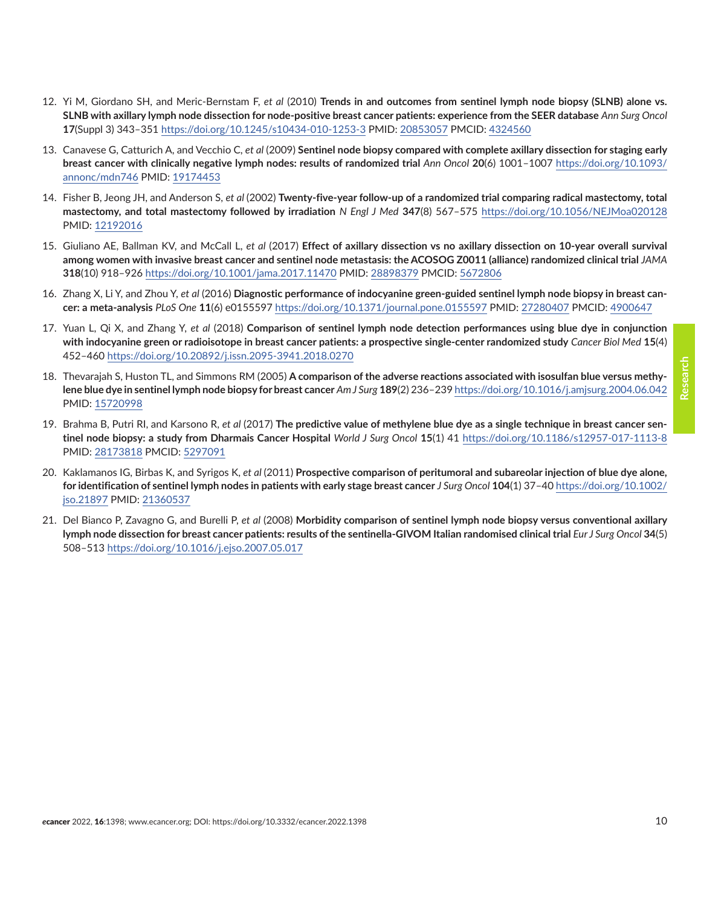12. Yi M, Giordano SH, and Meric-Bernstam F, *et al* (2010) **Trends in and outcomes from sentinel lymph node biopsy (SLNB) alone vs. SLNB with axillary lymph node dissection for node-positive breast cancer patients: experience from the SEER database** *Ann Surg Oncol* **17**(Suppl 3) 343–351 https://doi.org/10.1245/s10434-010-1253-3 PMID: 20853057 PMCID: 4324560

13. Canavese G, Catturich A, and Vecchio C, *et al* (2009) **Sentinel node biopsy compared with complete axillary dissection for staging early breast cancer with clinically negative lymph nodes: results of randomized trial** *Ann Oncol* **20**(6) 1001–1007 https://doi.org/10.1093/annonc/mdn746 PMID: 19174453

14. Fisher B, Jeong JH, and Anderson S, *et al* (2002) **Twenty-five-year follow-up of a randomized trial comparing radical mastectomy, total mastectomy, and total mastectomy followed by irradiation** *N Engl J Med* **347**(8) 567–575 https://doi.org/10.1056/NEJMoa020128 PMID: 12192016

15. Giuliano AE, Ballman KV, and McCall L, *et al* (2017) **Effect of axillary dissection vs no axillary dissection on 10-year overall survival among women with invasive breast cancer and sentinel node metastasis: the ACOSOG Z0011 (alliance) randomized clinical trial** *JAMA* **318**(10) 918–926 https://doi.org/10.1001/jama.2017.11470 PMID: 28898379 PMCID: 5672806

16. Zhang X, Li Y, and Zhou Y, *et al* (2016) **Diagnostic performance of indocyanine green-guided sentinel lymph node biopsy in breast cancer: a meta-analysis** *PLoS One* **11**(6) e0155597 https://doi.org/10.1371/journal.pone.0155597 PMID: 27280407 PMCID: 4900647

17. Yuan L, Qi X, and Zhang Y, *et al* (2018) **Comparison of sentinel lymph node detection performances using blue dye in conjunction with indocyanine green or radioisotope in breast cancer patients: a prospective single-center randomized study** *Cancer Biol Med* **15**(4) 452–460 https://doi.org/10.20892/j.issn.2095-3941.2018.0270

18. Thevarajah S, Huston TL, and Simmons RM (2005) **A comparison of the adverse reactions associated with isosulfan blue versus methylene blue dye in sentinel lymph node biopsy for breast cancer** *Am J Surg* **189**(2) 236–239 https://doi.org/10.1016/j.amjsurg.2004.06.042 PMID: 15720998

19. Brahma B, Putri RI, and Karsono R, *et al* (2017) **The predictive value of methylene blue dye as a single technique in breast cancer sentinel node biopsy: a study from Dharmais Cancer Hospital** *World J Surg Oncol* **15**(1) 41 https://doi.org/10.1186/s12957-017-1113-8 PMID: 28173818 PMCID: 5297091

20. Kaklamanos IG, Birbas K, and Syrigos K, *et al* (2011) **Prospective comparison of peritumoral and subareolar injection of blue dye alone, for identification of sentinel lymph nodes in patients with early stage breast cancer** *J Surg Oncol* **104**(1) 37–40 https://doi.org/10.1002/jso.21897 PMID: 21360537

21. Del Bianco P, Zavagno G, and Burelli P, *et al* (2008) **Morbidity comparison of sentinel lymph node biopsy versus conventional axillary lymph node dissection for breast cancer patients: results of the sentinella-GIVOM Italian randomised clinical trial** *Eur J Surg Oncol* **34**(5) 508–513 https://doi.org/10.1016/j.ejso.2007.05.017